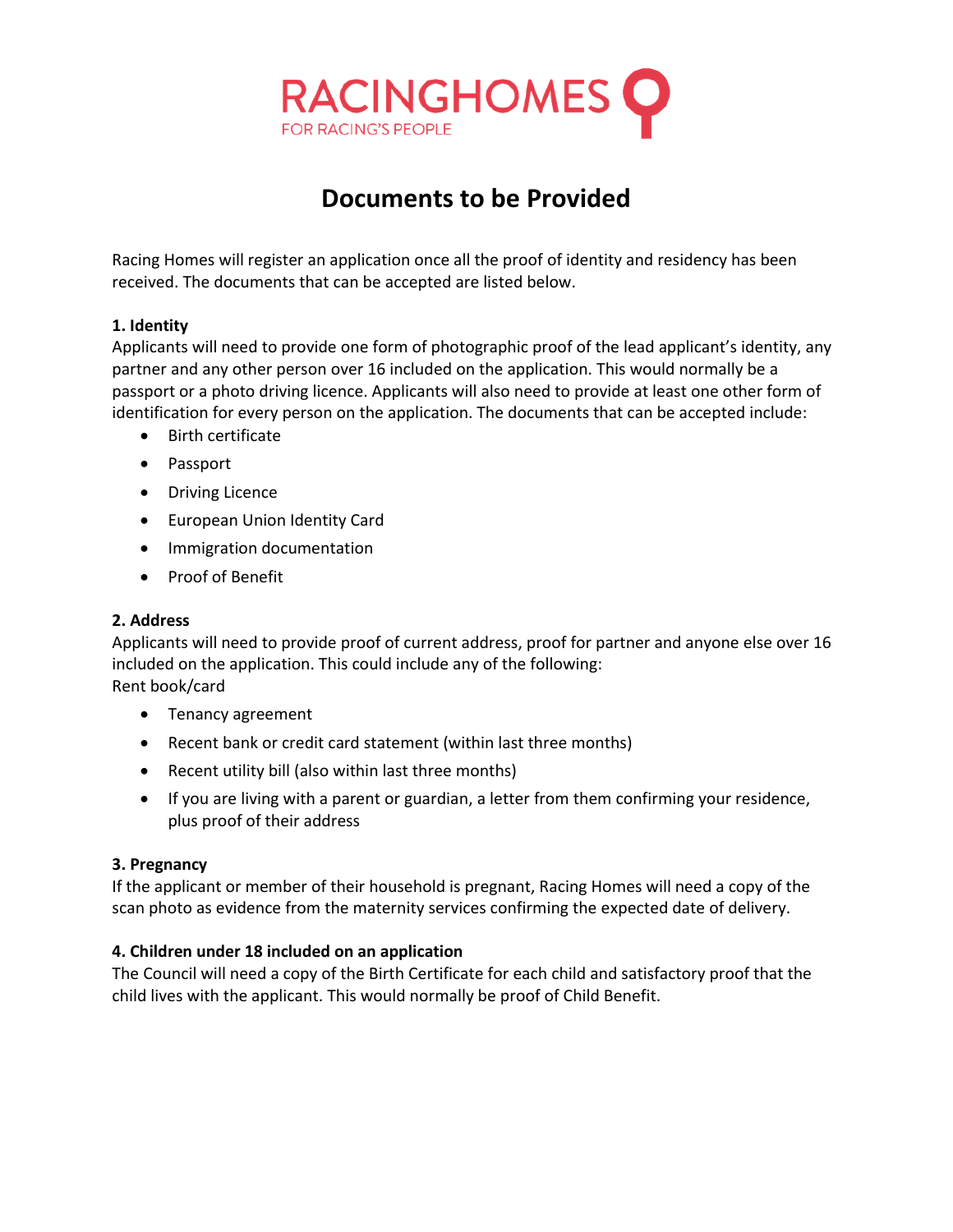RACINGHOMES
FOR RACING'S PEOPLE

# Documents to be Provided

Racing Homes will register an application once all the proof of identity and residency has been received. The documents that can be accepted are listed below.

**1. Identity**
Applicants will need to provide one form of photographic proof of the lead applicant's identity, any partner and any other person over 16 included on the application. This would normally be a passport or a photo driving licence. Applicants will also need to provide at least one other form of identification for every person on the application. The documents that can be accepted include:

- Birth certificate
- Passport
- Driving Licence
- European Union Identity Card
- Immigration documentation
- Proof of Benefit

**2. Address**
Applicants will need to provide proof of current address, proof for partner and anyone else over 16 included on the application. This could include any of the following:
Rent book/card

- Tenancy agreement
- Recent bank or credit card statement (within last three months)
- Recent utility bill (also within last three months)
- If you are living with a parent or guardian, a letter from them confirming your residence, plus proof of their address

**3. Pregnancy**
If the applicant or member of their household is pregnant, Racing Homes will need a copy of the scan photo as evidence from the maternity services confirming the expected date of delivery.

**4. Children under 18 included on an application**
The Council will need a copy of the Birth Certificate for each child and satisfactory proof that the child lives with the applicant. This would normally be proof of Child Benefit.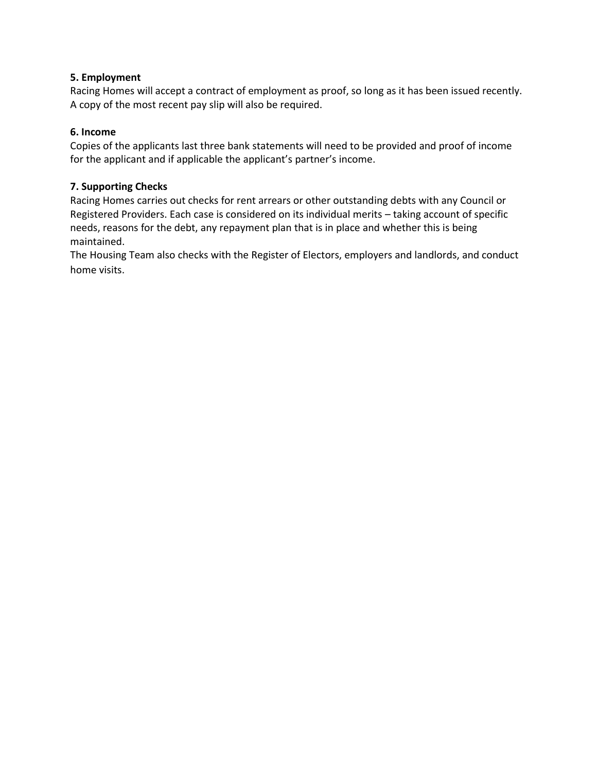**5. Employment**

Racing Homes will accept a contract of employment as proof, so long as it has been issued recently. A copy of the most recent pay slip will also be required.

**6. Income**

Copies of the applicants last three bank statements will need to be provided and proof of income for the applicant and if applicable the applicant's partner's income.

**7. Supporting Checks**

Racing Homes carries out checks for rent arrears or other outstanding debts with any Council or Registered Providers. Each case is considered on its individual merits – taking account of specific needs, reasons for the debt, any repayment plan that is in place and whether this is being maintained.

The Housing Team also checks with the Register of Electors, employers and landlords, and conduct home visits.